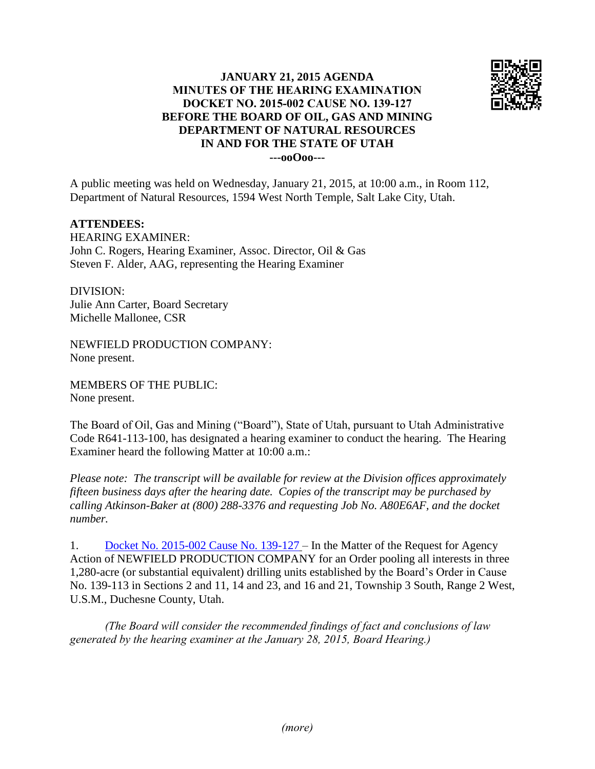# JANUARY 21, 2015 AGENDA
# MINUTES OF THE HEARING EXAMINATION
# DOCKET NO. 2015-002 CAUSE NO. 139-127
# BEFORE THE BOARD OF OIL, GAS AND MINING
# DEPARTMENT OF NATURAL RESOURCES
# IN AND FOR THE STATE OF UTAH

**---ooOoo---**

A public meeting was held on Wednesday, January 21, 2015, at 10:00 a.m., in Room 112, Department of Natural Resources, 1594 West North Temple, Salt Lake City, Utah.

**ATTENDEES:**

HEARING EXAMINER:
John C. Rogers, Hearing Examiner, Assoc. Director, Oil & Gas
Steven F. Alder, AAG, representing the Hearing Examiner

DIVISION:
Julie Ann Carter, Board Secretary
Michelle Mallonee, CSR

NEWFIELD PRODUCTION COMPANY:
None present.

MEMBERS OF THE PUBLIC:
None present.

The Board of Oil, Gas and Mining ("Board"), State of Utah, pursuant to Utah Administrative Code R641-113-100, has designated a hearing examiner to conduct the hearing. The Hearing Examiner heard the following Matter at 10:00 a.m.:

*Please note: The transcript will be available for review at the Division offices approximately fifteen business days after the hearing date. Copies of the transcript may be purchased by calling Atkinson-Baker at (800) 288-3376 and requesting Job No. A80E6AF, and the docket number.*

1. Docket No. 2015-002 Cause No. 139-127 – In the Matter of the Request for Agency Action of NEWFIELD PRODUCTION COMPANY for an Order pooling all interests in three 1,280-acre (or substantial equivalent) drilling units established by the Board's Order in Cause No. 139-113 in Sections 2 and 11, 14 and 23, and 16 and 21, Township 3 South, Range 2 West, U.S.M., Duchesne County, Utah.

*(The Board will consider the recommended findings of fact and conclusions of law generated by the hearing examiner at the January 28, 2015, Board Hearing.)*

*(more)*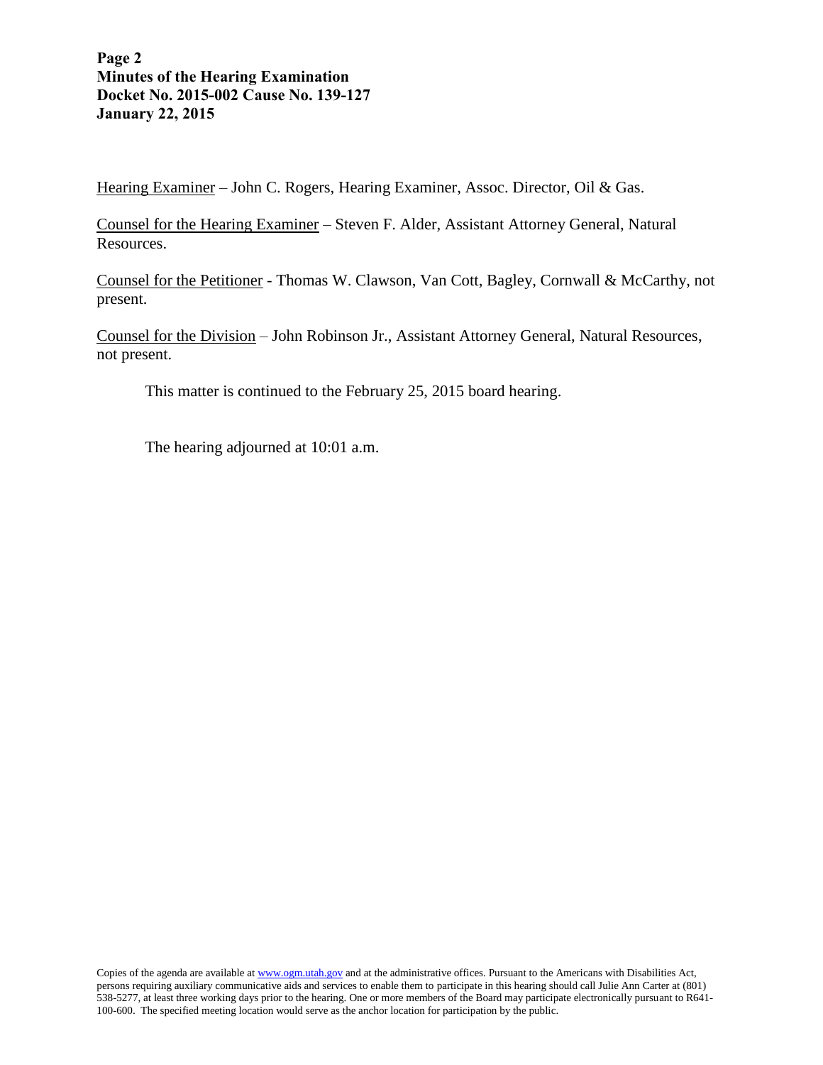Hearing Examiner – John C. Rogers, Hearing Examiner, Assoc. Director, Oil & Gas.

Counsel for the Hearing Examiner – Steven F. Alder, Assistant Attorney General, Natural Resources.

Counsel for the Petitioner - Thomas W. Clawson, Van Cott, Bagley, Cornwall & McCarthy, not present.

Counsel for the Division – John Robinson Jr., Assistant Attorney General, Natural Resources, not present.

This matter is continued to the February 25, 2015 board hearing.

The hearing adjourned at 10:01 a.m.

Copies of the agenda are available at www.ogm.utah.gov and at the administrative offices. Pursuant to the Americans with Disabilities Act, persons requiring auxiliary communicative aids and services to enable them to participate in this hearing should call Julie Ann Carter at (801) 538-5277, at least three working days prior to the hearing. One or more members of the Board may participate electronically pursuant to R641-100-600. The specified meeting location would serve as the anchor location for participation by the public.